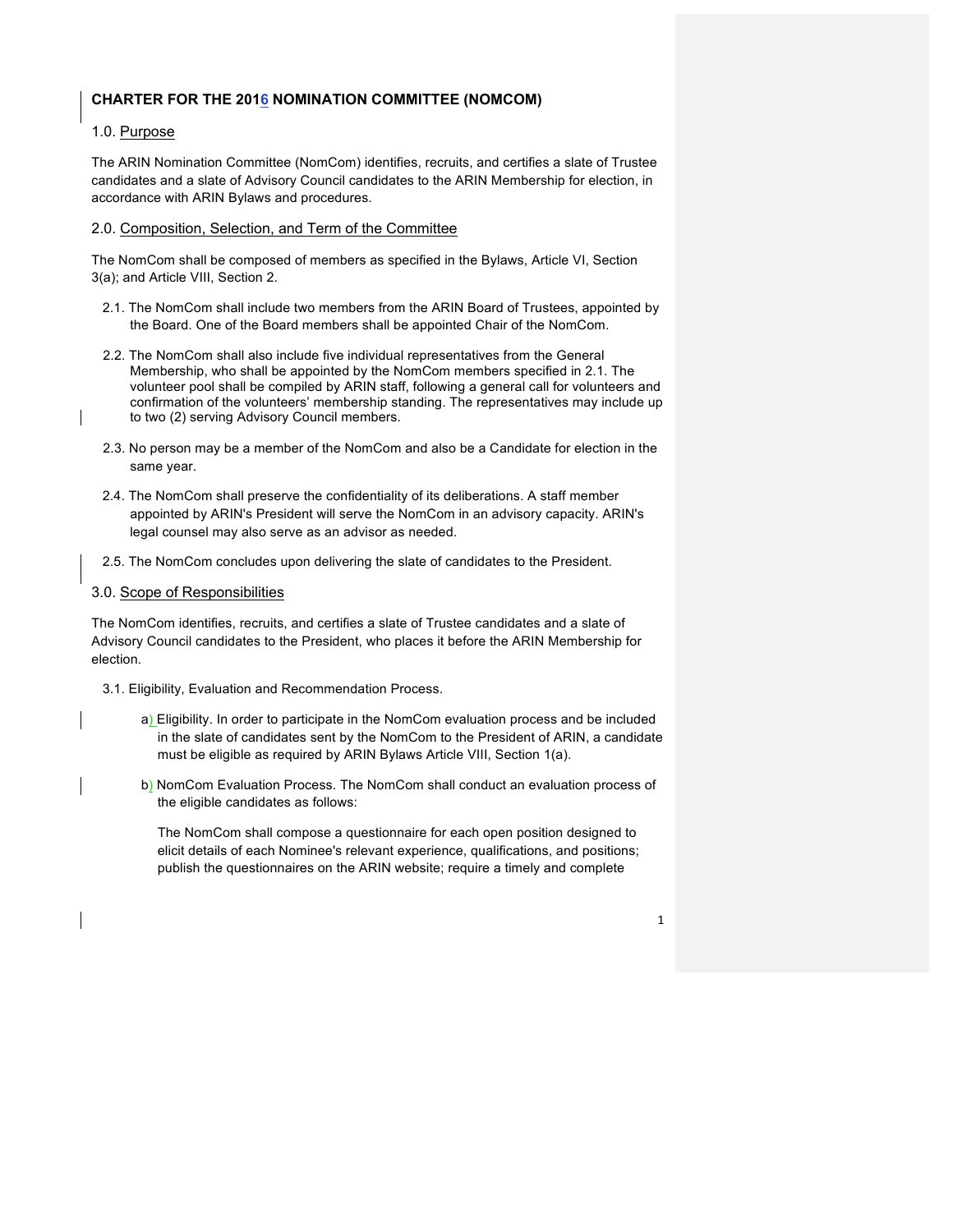# CHARTER FOR THE 2016 NOMINATION COMMITTEE (NOMCOM)

## 1.0. Purpose

The ARIN Nomination Committee (NomCom) identifies, recruits, and certifies a slate of Trustee candidates and a slate of Advisory Council candidates to the ARIN Membership for election, in accordance with ARIN Bylaws and procedures.

## 2.0. Composition, Selection, and Term of the Committee

The NomCom shall be composed of members as specified in the Bylaws, Article VI, Section 3(a); and Article VIII, Section 2.

2.1. The NomCom shall include two members from the ARIN Board of Trustees, appointed by the Board. One of the Board members shall be appointed Chair of the NomCom.

2.2. The NomCom shall also include five individual representatives from the General Membership, who shall be appointed by the NomCom members specified in 2.1. The volunteer pool shall be compiled by ARIN staff, following a general call for volunteers and confirmation of the volunteers' membership standing. The representatives may include up to two (2) serving Advisory Council members.

2.3. No person may be a member of the NomCom and also be a Candidate for election in the same year.

2.4. The NomCom shall preserve the confidentiality of its deliberations. A staff member appointed by ARIN's President will serve the NomCom in an advisory capacity. ARIN's legal counsel may also serve as an advisor as needed.

2.5. The NomCom concludes upon delivering the slate of candidates to the President.

## 3.0. Scope of Responsibilities

The NomCom identifies, recruits, and certifies a slate of Trustee candidates and a slate of Advisory Council candidates to the President, who places it before the ARIN Membership for election.

3.1. Eligibility, Evaluation and Recommendation Process.

a) Eligibility. In order to participate in the NomCom evaluation process and be included in the slate of candidates sent by the NomCom to the President of ARIN, a candidate must be eligible as required by ARIN Bylaws Article VIII, Section 1(a).

b) NomCom Evaluation Process. The NomCom shall conduct an evaluation process of the eligible candidates as follows:

The NomCom shall compose a questionnaire for each open position designed to elicit details of each Nominee's relevant experience, qualifications, and positions; publish the questionnaires on the ARIN website; require a timely and complete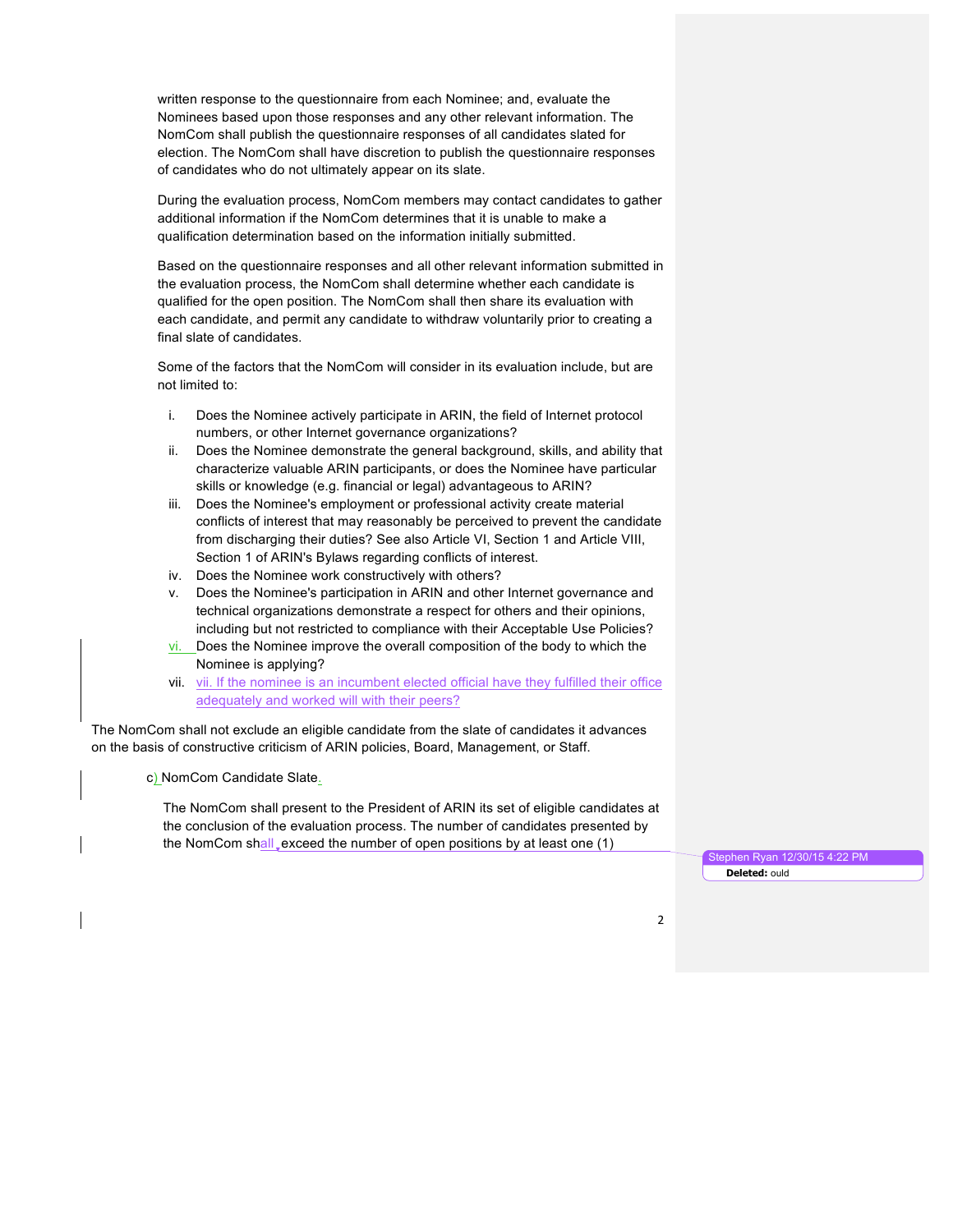written response to the questionnaire from each Nominee; and, evaluate the Nominees based upon those responses and any other relevant information. The NomCom shall publish the questionnaire responses of all candidates slated for election. The NomCom shall have discretion to publish the questionnaire responses of candidates who do not ultimately appear on its slate.

During the evaluation process, NomCom members may contact candidates to gather additional information if the NomCom determines that it is unable to make a qualification determination based on the information initially submitted.

Based on the questionnaire responses and all other relevant information submitted in the evaluation process, the NomCom shall determine whether each candidate is qualified for the open position. The NomCom shall then share its evaluation with each candidate, and permit any candidate to withdraw voluntarily prior to creating a final slate of candidates.

Some of the factors that the NomCom will consider in its evaluation include, but are not limited to:

i. Does the Nominee actively participate in ARIN, the field of Internet protocol numbers, or other Internet governance organizations?
ii. Does the Nominee demonstrate the general background, skills, and ability that characterize valuable ARIN participants, or does the Nominee have particular skills or knowledge (e.g. financial or legal) advantageous to ARIN?
iii. Does the Nominee's employment or professional activity create material conflicts of interest that may reasonably be perceived to prevent the candidate from discharging their duties? See also Article VI, Section 1 and Article VIII, Section 1 of ARIN's Bylaws regarding conflicts of interest.
iv. Does the Nominee work constructively with others?
v. Does the Nominee's participation in ARIN and other Internet governance and technical organizations demonstrate a respect for others and their opinions, including but not restricted to compliance with their Acceptable Use Policies?
vi. Does the Nominee improve the overall composition of the body to which the Nominee is applying?
vii. vii. If the nominee is an incumbent elected official have they fulfilled their office adequately and worked will with their peers?

The NomCom shall not exclude an eligible candidate from the slate of candidates it advances on the basis of constructive criticism of ARIN policies, Board, Management, or Staff.

c) NomCom Candidate Slate

The NomCom shall present to the President of ARIN its set of eligible candidates at the conclusion of the evaluation process. The number of candidates presented by the NomCom shall exceed the number of open positions by at least one (1)

Stephen Ryan 12/30/15 4:22 PM
**Deleted:** ould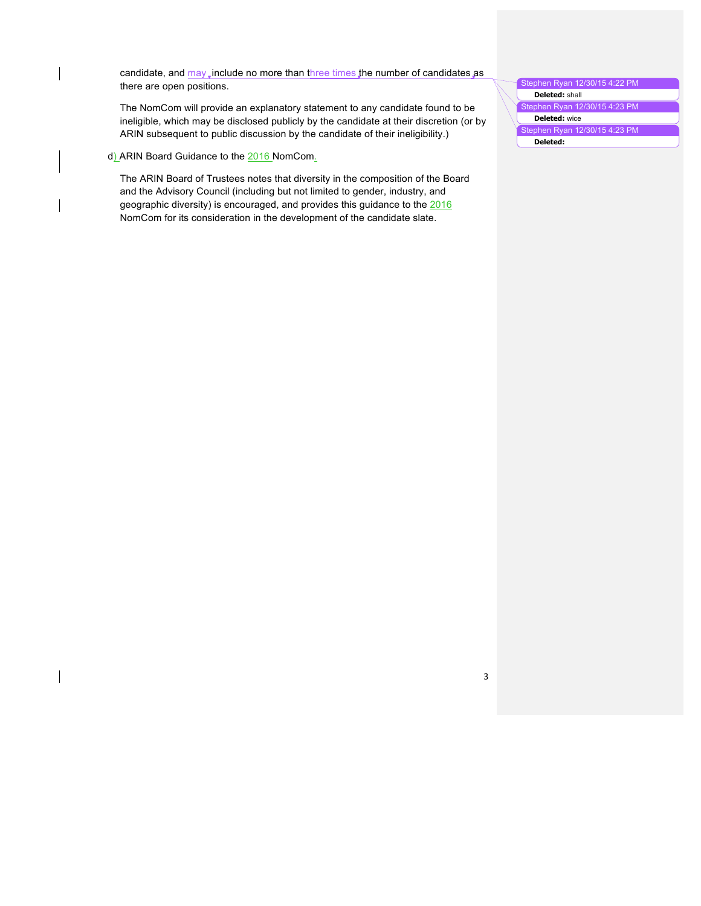candidate, and may include no more than three times the number of candidates as there are open positions.

The NomCom will provide an explanatory statement to any candidate found to be ineligible, which may be disclosed publicly by the candidate at their discretion (or by ARIN subsequent to public discussion by the candidate of their ineligibility.)

d) ARIN Board Guidance to the 2016 NomCom.

The ARIN Board of Trustees notes that diversity in the composition of the Board and the Advisory Council (including but not limited to gender, industry, and geographic diversity) is encouraged, and provides this guidance to the 2016 NomCom for its consideration in the development of the candidate slate.

Stephen Ryan 12/30/15 4:22 PM
**Deleted:** shall

Stephen Ryan 12/30/15 4:23 PM
**Deleted:** wice

Stephen Ryan 12/30/15 4:23 PM
**Deleted:**